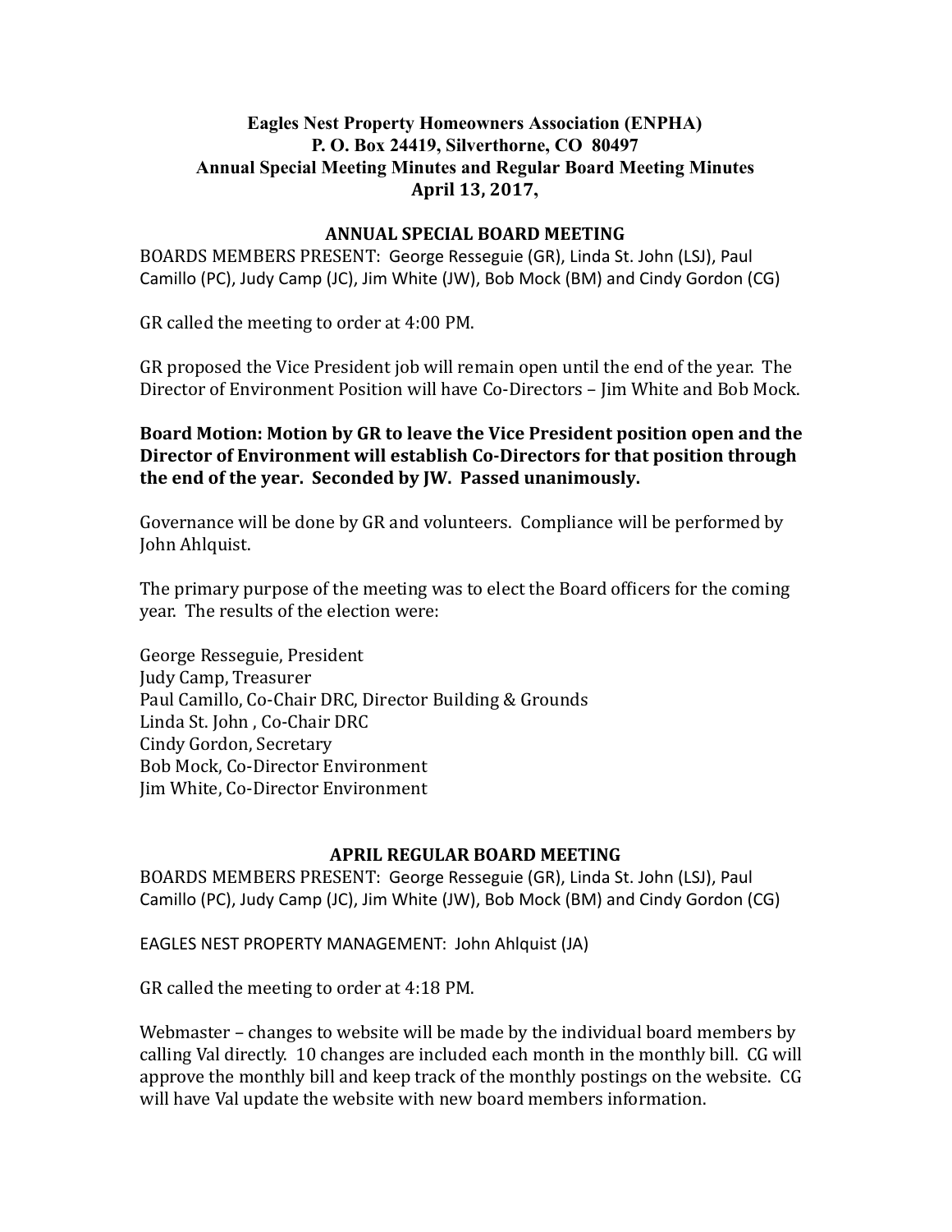**Eagles Nest Property Homeowners Association (ENPHA)**
**P. O. Box 24419, Silverthorne, CO 80497**
**Annual Special Meeting Minutes and Regular Board Meeting Minutes**
**April 13, 2017,**

## ANNUAL SPECIAL BOARD MEETING

BOARDS MEMBERS PRESENT: George Resseguie (GR), Linda St. John (LSJ), Paul Camillo (PC), Judy Camp (JC), Jim White (JW), Bob Mock (BM) and Cindy Gordon (CG)

GR called the meeting to order at 4:00 PM.

GR proposed the Vice President job will remain open until the end of the year. The Director of Environment Position will have Co-Directors – Jim White and Bob Mock.

**Board Motion: Motion by GR to leave the Vice President position open and the Director of Environment will establish Co-Directors for that position through the end of the year. Seconded by JW. Passed unanimously.**

Governance will be done by GR and volunteers. Compliance will be performed by John Ahlquist.

The primary purpose of the meeting was to elect the Board officers for the coming year. The results of the election were:

George Resseguie, President
Judy Camp, Treasurer
Paul Camillo, Co-Chair DRC, Director Building & Grounds
Linda St. John , Co-Chair DRC
Cindy Gordon, Secretary
Bob Mock, Co-Director Environment
Jim White, Co-Director Environment

## APRIL REGULAR BOARD MEETING

BOARDS MEMBERS PRESENT: George Resseguie (GR), Linda St. John (LSJ), Paul Camillo (PC), Judy Camp (JC), Jim White (JW), Bob Mock (BM) and Cindy Gordon (CG)

EAGLES NEST PROPERTY MANAGEMENT: John Ahlquist (JA)

GR called the meeting to order at 4:18 PM.

Webmaster – changes to website will be made by the individual board members by calling Val directly. 10 changes are included each month in the monthly bill. CG will approve the monthly bill and keep track of the monthly postings on the website. CG will have Val update the website with new board members information.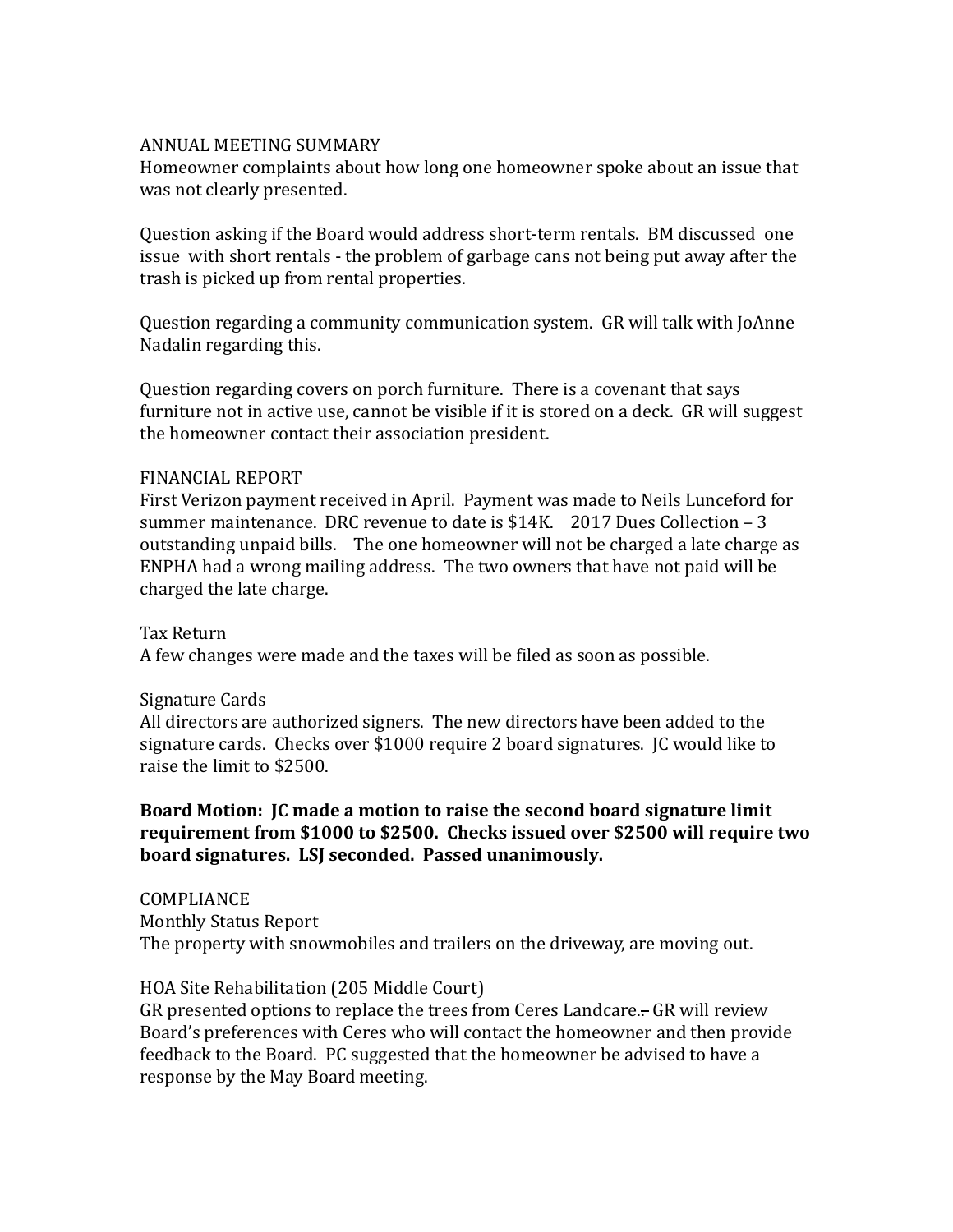ANNUAL MEETING SUMMARY

Homeowner complaints about how long one homeowner spoke about an issue that was not clearly presented.

Question asking if the Board would address short-term rentals. BM discussed one issue with short rentals - the problem of garbage cans not being put away after the trash is picked up from rental properties.

Question regarding a community communication system. GR will talk with JoAnne Nadalin regarding this.

Question regarding covers on porch furniture. There is a covenant that says furniture not in active use, cannot be visible if it is stored on a deck. GR will suggest the homeowner contact their association president.

FINANCIAL REPORT

First Verizon payment received in April. Payment was made to Neils Lunceford for summer maintenance. DRC revenue to date is $14K. 2017 Dues Collection – 3 outstanding unpaid bills. The one homeowner will not be charged a late charge as ENPHA had a wrong mailing address. The two owners that have not paid will be charged the late charge.

Tax Return

A few changes were made and the taxes will be filed as soon as possible.

Signature Cards

All directors are authorized signers. The new directors have been added to the signature cards. Checks over $1000 require 2 board signatures. JC would like to raise the limit to $2500.

**Board Motion: JC made a motion to raise the second board signature limit requirement from $1000 to $2500. Checks issued over $2500 will require two board signatures. LSJ seconded. Passed unanimously.**

COMPLIANCE

Monthly Status Report

The property with snowmobiles and trailers on the driveway, are moving out.

HOA Site Rehabilitation (205 Middle Court)

GR presented options to replace the trees from Ceres Landcare. GR will review Board's preferences with Ceres who will contact the homeowner and then provide feedback to the Board. PC suggested that the homeowner be advised to have a response by the May Board meeting.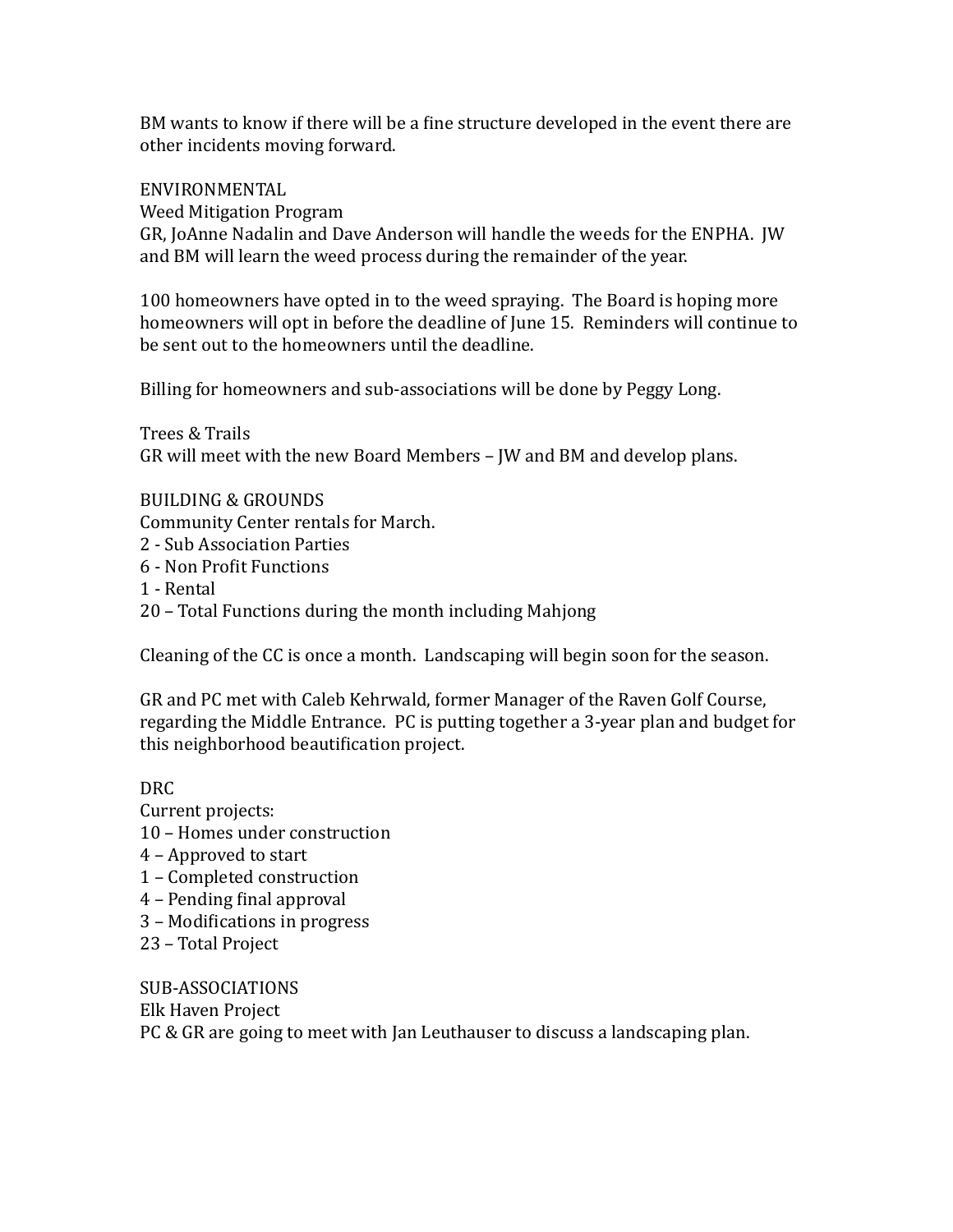BM wants to know if there will be a fine structure developed in the event there are other incidents moving forward.

ENVIRONMENTAL

Weed Mitigation Program

GR, JoAnne Nadalin and Dave Anderson will handle the weeds for the ENPHA. JW and BM will learn the weed process during the remainder of the year.

100 homeowners have opted in to the weed spraying. The Board is hoping more homeowners will opt in before the deadline of June 15. Reminders will continue to be sent out to the homeowners until the deadline.

Billing for homeowners and sub-associations will be done by Peggy Long.

Trees & Trails

GR will meet with the new Board Members – JW and BM and develop plans.

BUILDING & GROUNDS

Community Center rentals for March.

2 - Sub Association Parties
6 - Non Profit Functions
1 - Rental
20 – Total Functions during the month including Mahjong

Cleaning of the CC is once a month. Landscaping will begin soon for the season.

GR and PC met with Caleb Kehrwald, former Manager of the Raven Golf Course, regarding the Middle Entrance. PC is putting together a 3-year plan and budget for this neighborhood beautification project.

DRC

Current projects:

10 – Homes under construction
4 – Approved to start
1 – Completed construction
4 – Pending final approval
3 – Modifications in progress
23 – Total Project

SUB-ASSOCIATIONS

Elk Haven Project

PC & GR are going to meet with Jan Leuthauser to discuss a landscaping plan.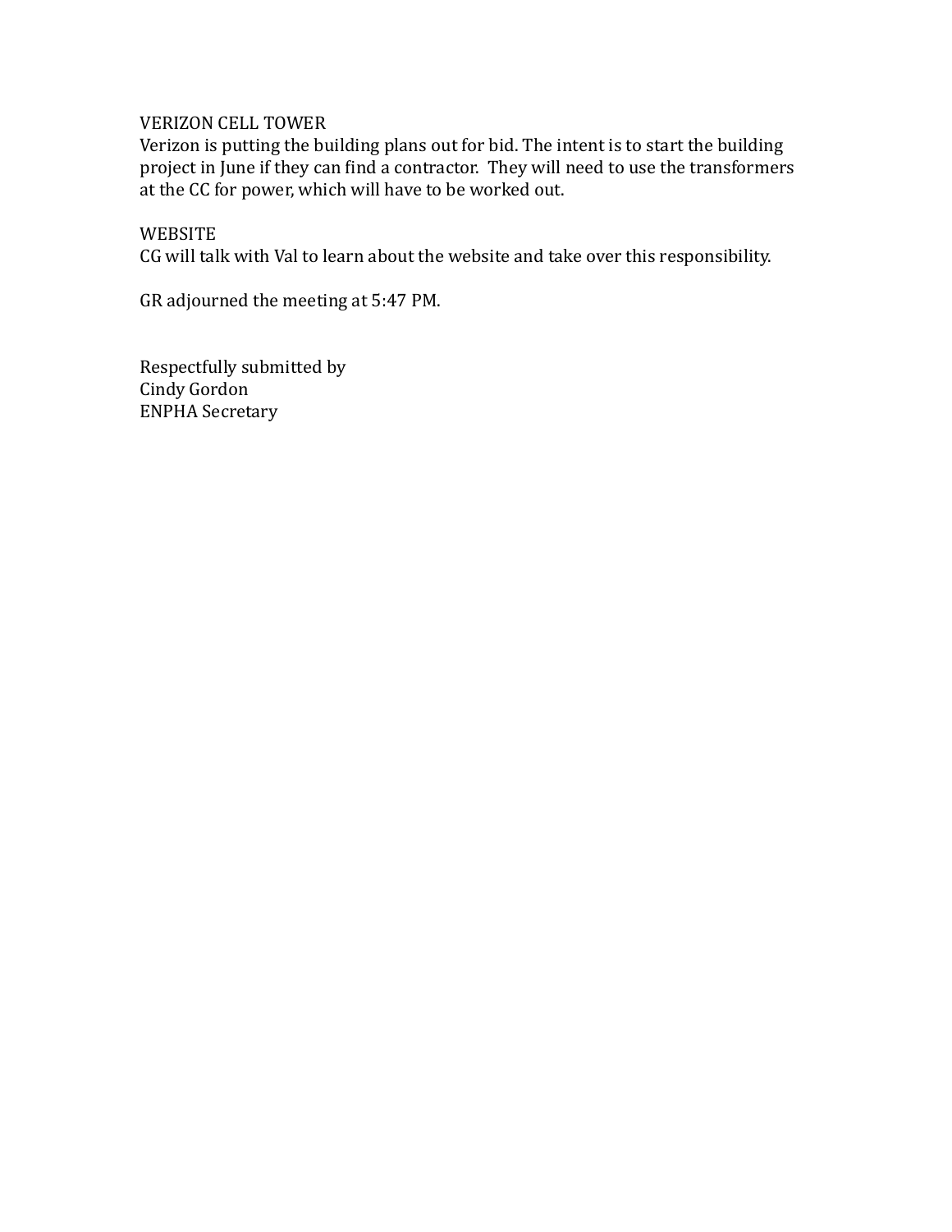VERIZON CELL TOWER

Verizon is putting the building plans out for bid. The intent is to start the building project in June if they can find a contractor. They will need to use the transformers at the CC for power, which will have to be worked out.

WEBSITE

CG will talk with Val to learn about the website and take over this responsibility.

GR adjourned the meeting at 5:47 PM.

Respectfully submitted by
Cindy Gordon
ENPHA Secretary